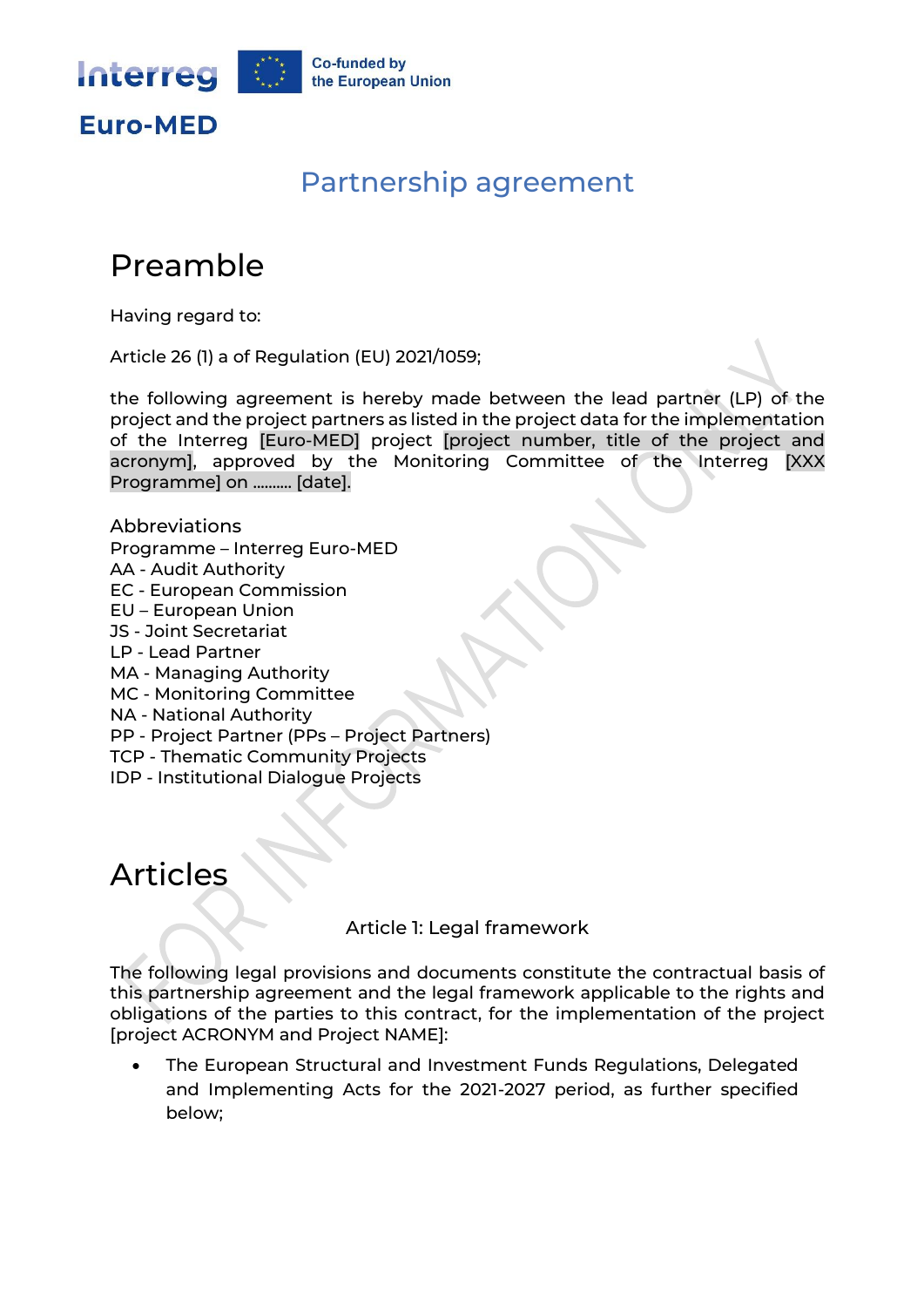# Partnership agreement

## Preamble

Having regard to:

Article 26 (1) a of Regulation (EU) 2021/1059;

the following agreement is hereby made between the lead partner (LP) of the project and the project partners as listed in the project data for the implementation of the Interreg [Euro-MED] project [project number, title of the project and acronym], approved by the Monitoring Committee of the Interreg [XXX Programme] on .......... [date].

Abbreviations
Programme – Interreg Euro-MED
AA - Audit Authority
EC - European Commission
EU – European Union
JS - Joint Secretariat
LP - Lead Partner
MA - Managing Authority
MC - Monitoring Committee
NA - National Authority
PP - Project Partner (PPs – Project Partners)
TCP - Thematic Community Projects
IDP - Institutional Dialogue Projects

## Articles

### Article 1: Legal framework

The following legal provisions and documents constitute the contractual basis of this partnership agreement and the legal framework applicable to the rights and obligations of the parties to this contract, for the implementation of the project [project ACRONYM and Project NAME]:

- The European Structural and Investment Funds Regulations, Delegated and Implementing Acts for the 2021-2027 period, as further specified below;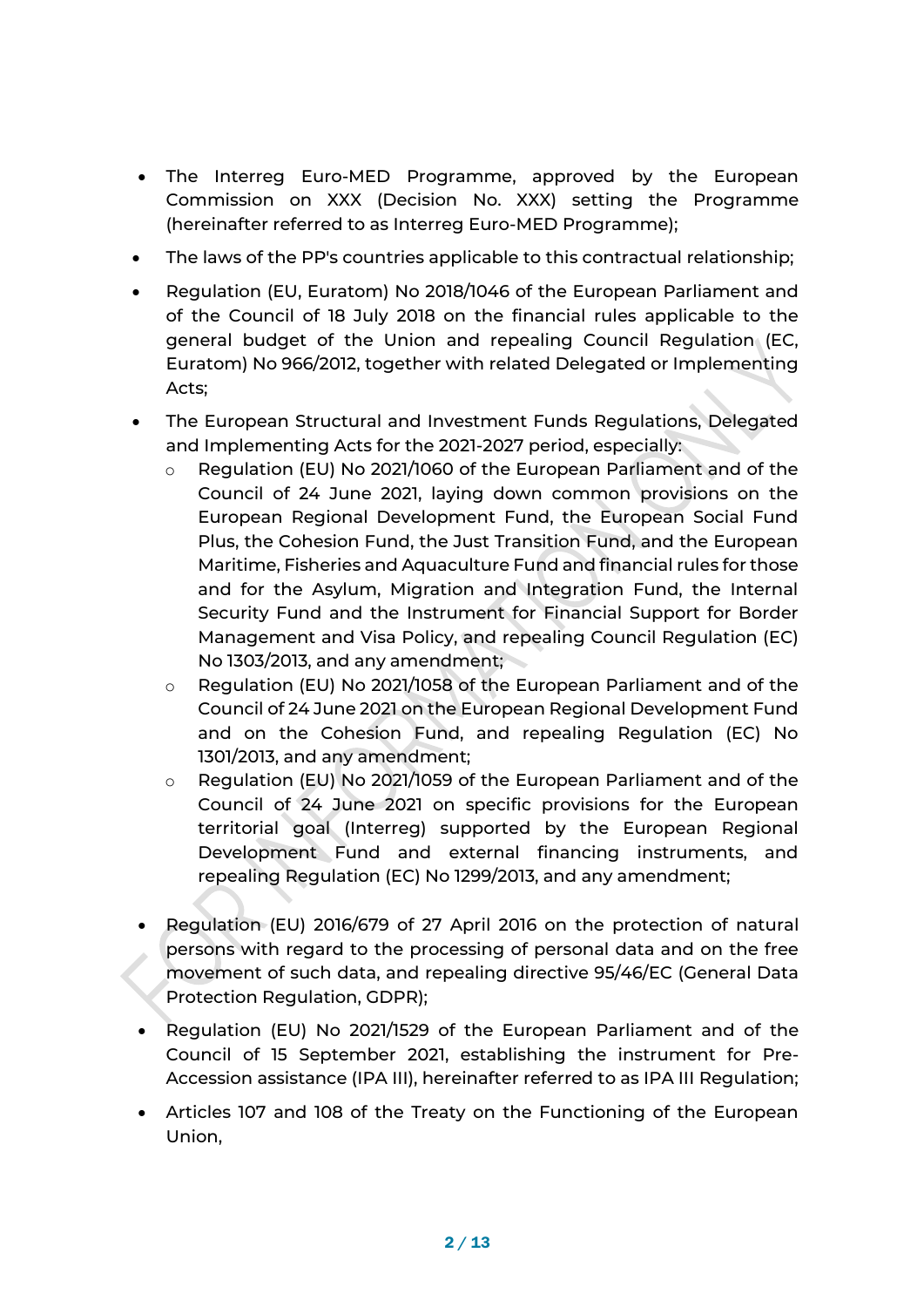- The Interreg Euro-MED Programme, approved by the European Commission on XXX (Decision No. XXX) setting the Programme (hereinafter referred to as Interreg Euro-MED Programme);
- The laws of the PP's countries applicable to this contractual relationship;
- Regulation (EU, Euratom) No 2018/1046 of the European Parliament and of the Council of 18 July 2018 on the financial rules applicable to the general budget of the Union and repealing Council Regulation (EC, Euratom) No 966/2012, together with related Delegated or Implementing Acts;
- The European Structural and Investment Funds Regulations, Delegated and Implementing Acts for the 2021-2027 period, especially:
  - Regulation (EU) No 2021/1060 of the European Parliament and of the Council of 24 June 2021, laying down common provisions on the European Regional Development Fund, the European Social Fund Plus, the Cohesion Fund, the Just Transition Fund, and the European Maritime, Fisheries and Aquaculture Fund and financial rules for those and for the Asylum, Migration and Integration Fund, the Internal Security Fund and the Instrument for Financial Support for Border Management and Visa Policy, and repealing Council Regulation (EC) No 1303/2013, and any amendment;
  - Regulation (EU) No 2021/1058 of the European Parliament and of the Council of 24 June 2021 on the European Regional Development Fund and on the Cohesion Fund, and repealing Regulation (EC) No 1301/2013, and any amendment;
  - Regulation (EU) No 2021/1059 of the European Parliament and of the Council of 24 June 2021 on specific provisions for the European territorial goal (Interreg) supported by the European Regional Development Fund and external financing instruments, and repealing Regulation (EC) No 1299/2013, and any amendment;
- Regulation (EU) 2016/679 of 27 April 2016 on the protection of natural persons with regard to the processing of personal data and on the free movement of such data, and repealing directive 95/46/EC (General Data Protection Regulation, GDPR);
- Regulation (EU) No 2021/1529 of the European Parliament and of the Council of 15 September 2021, establishing the instrument for Pre-Accession assistance (IPA III), hereinafter referred to as IPA III Regulation;
- Articles 107 and 108 of the Treaty on the Functioning of the European Union,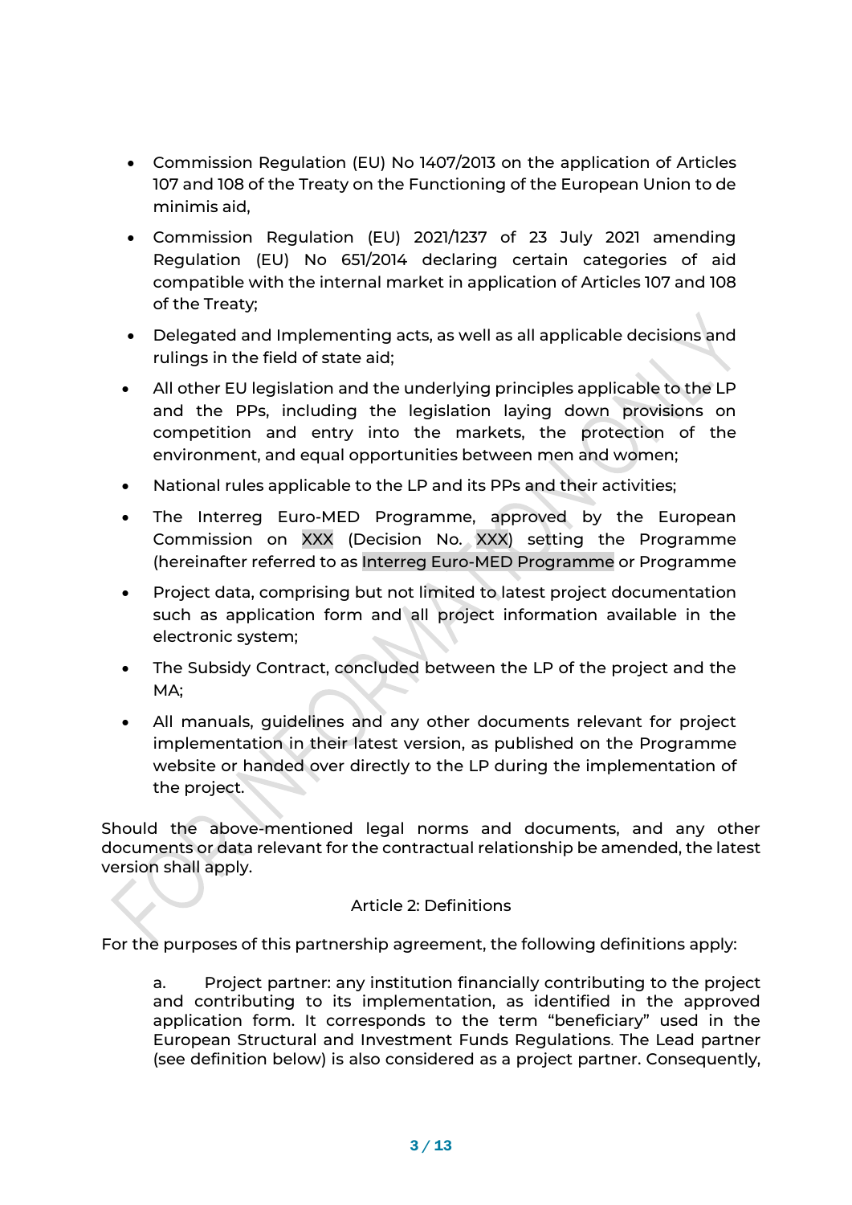- Commission Regulation (EU) No 1407/2013 on the application of Articles 107 and 108 of the Treaty on the Functioning of the European Union to de minimis aid,
- Commission Regulation (EU) 2021/1237 of 23 July 2021 amending Regulation (EU) No 651/2014 declaring certain categories of aid compatible with the internal market in application of Articles 107 and 108 of the Treaty;
- Delegated and Implementing acts, as well as all applicable decisions and rulings in the field of state aid;
- All other EU legislation and the underlying principles applicable to the LP and the PPs, including the legislation laying down provisions on competition and entry into the markets, the protection of the environment, and equal opportunities between men and women;
- National rules applicable to the LP and its PPs and their activities;
- The Interreg Euro-MED Programme, approved by the European Commission on XXX (Decision No. XXX) setting the Programme (hereinafter referred to as Interreg Euro-MED Programme or Programme
- Project data, comprising but not limited to latest project documentation such as application form and all project information available in the electronic system;
- The Subsidy Contract, concluded between the LP of the project and the MA;
- All manuals, guidelines and any other documents relevant for project implementation in their latest version, as published on the Programme website or handed over directly to the LP during the implementation of the project.

Should the above-mentioned legal norms and documents, and any other documents or data relevant for the contractual relationship be amended, the latest version shall apply.

## Article 2: Definitions

For the purposes of this partnership agreement, the following definitions apply:

a. Project partner: any institution financially contributing to the project and contributing to its implementation, as identified in the approved application form. It corresponds to the term "beneficiary" used in the European Structural and Investment Funds Regulations. The Lead partner (see definition below) is also considered as a project partner. Consequently,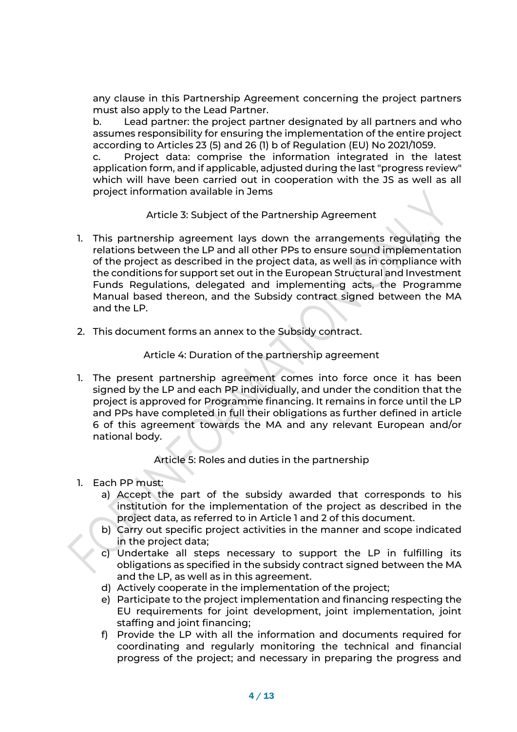any clause in this Partnership Agreement concerning the project partners must also apply to the Lead Partner.

b. Lead partner: the project partner designated by all partners and who assumes responsibility for ensuring the implementation of the entire project according to Articles 23 (5) and 26 (1) b of Regulation (EU) No 2021/1059.

c. Project data: comprise the information integrated in the latest application form, and if applicable, adjusted during the last "progress review" which will have been carried out in cooperation with the JS as well as all project information available in Jems

## Article 3: Subject of the Partnership Agreement

1. This partnership agreement lays down the arrangements regulating the relations between the LP and all other PPs to ensure sound implementation of the project as described in the project data, as well as in compliance with the conditions for support set out in the European Structural and Investment Funds Regulations, delegated and implementing acts, the Programme Manual based thereon, and the Subsidy contract signed between the MA and the LP.

2. This document forms an annex to the Subsidy contract.

## Article 4: Duration of the partnership agreement

1. The present partnership agreement comes into force once it has been signed by the LP and each PP individually, and under the condition that the project is approved for Programme financing. It remains in force until the LP and PPs have completed in full their obligations as further defined in article 6 of this agreement towards the MA and any relevant European and/or national body.

## Article 5: Roles and duties in the partnership

1. Each PP must:
   a) Accept the part of the subsidy awarded that corresponds to his institution for the implementation of the project as described in the project data, as referred to in Article 1 and 2 of this document.
   b) Carry out specific project activities in the manner and scope indicated in the project data;
   c) Undertake all steps necessary to support the LP in fulfilling its obligations as specified in the subsidy contract signed between the MA and the LP, as well as in this agreement.
   d) Actively cooperate in the implementation of the project;
   e) Participate to the project implementation and financing respecting the EU requirements for joint development, joint implementation, joint staffing and joint financing;
   f) Provide the LP with all the information and documents required for coordinating and regularly monitoring the technical and financial progress of the project; and necessary in preparing the progress and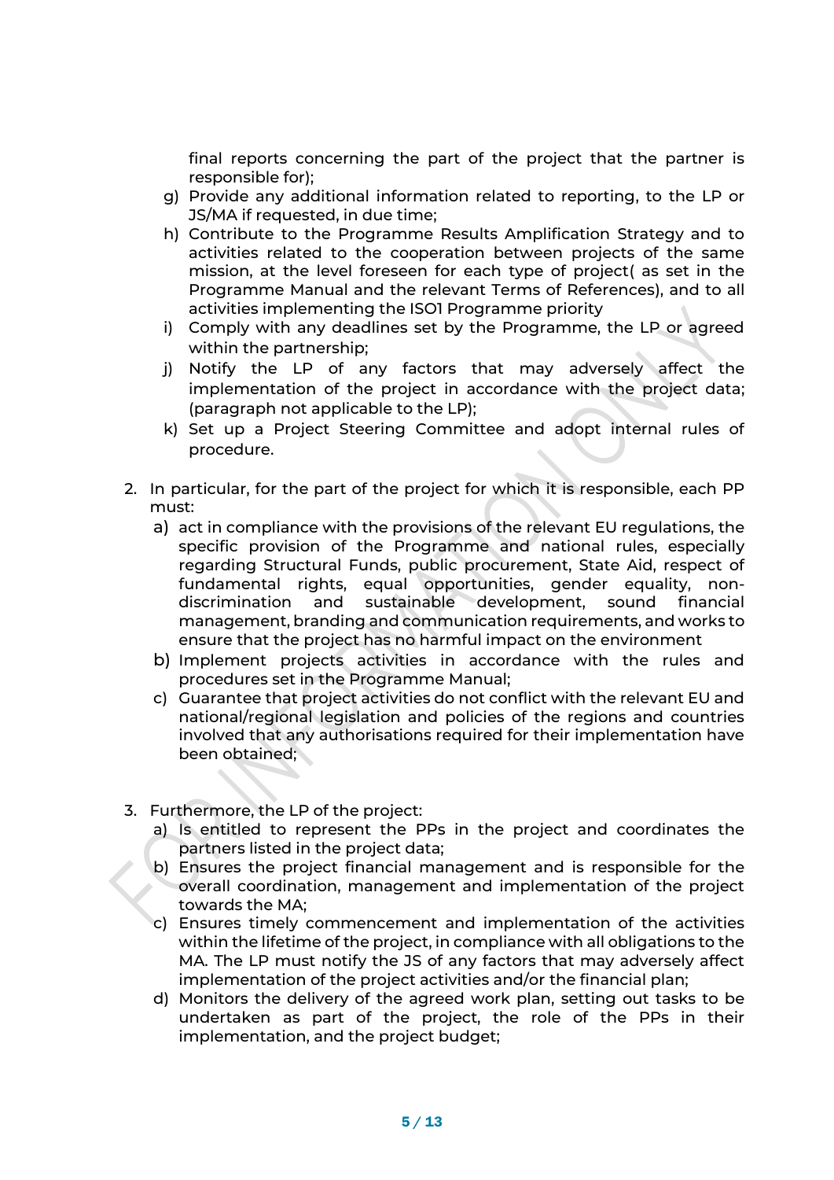final reports concerning the part of the project that the partner is responsible for);

g) Provide any additional information related to reporting, to the LP or JS/MA if requested, in due time;
h) Contribute to the Programme Results Amplification Strategy and to activities related to the cooperation between projects of the same mission, at the level foreseen for each type of project( as set in the Programme Manual and the relevant Terms of References), and to all activities implementing the ISO1 Programme priority
i) Comply with any deadlines set by the Programme, the LP or agreed within the partnership;
j) Notify the LP of any factors that may adversely affect the implementation of the project in accordance with the project data; (paragraph not applicable to the LP);
k) Set up a Project Steering Committee and adopt internal rules of procedure.

2. In particular, for the part of the project for which it is responsible, each PP must:
   a) act in compliance with the provisions of the relevant EU regulations, the specific provision of the Programme and national rules, especially regarding Structural Funds, public procurement, State Aid, respect of fundamental rights, equal opportunities, gender equality, non-discrimination and sustainable development, sound financial management, branding and communication requirements, and works to ensure that the project has no harmful impact on the environment
   b) Implement projects activities in accordance with the rules and procedures set in the Programme Manual;
   c) Guarantee that project activities do not conflict with the relevant EU and national/regional legislation and policies of the regions and countries involved that any authorisations required for their implementation have been obtained;

3. Furthermore, the LP of the project:
   a) Is entitled to represent the PPs in the project and coordinates the partners listed in the project data;
   b) Ensures the project financial management and is responsible for the overall coordination, management and implementation of the project towards the MA;
   c) Ensures timely commencement and implementation of the activities within the lifetime of the project, in compliance with all obligations to the MA. The LP must notify the JS of any factors that may adversely affect implementation of the project activities and/or the financial plan;
   d) Monitors the delivery of the agreed work plan, setting out tasks to be undertaken as part of the project, the role of the PPs in their implementation, and the project budget;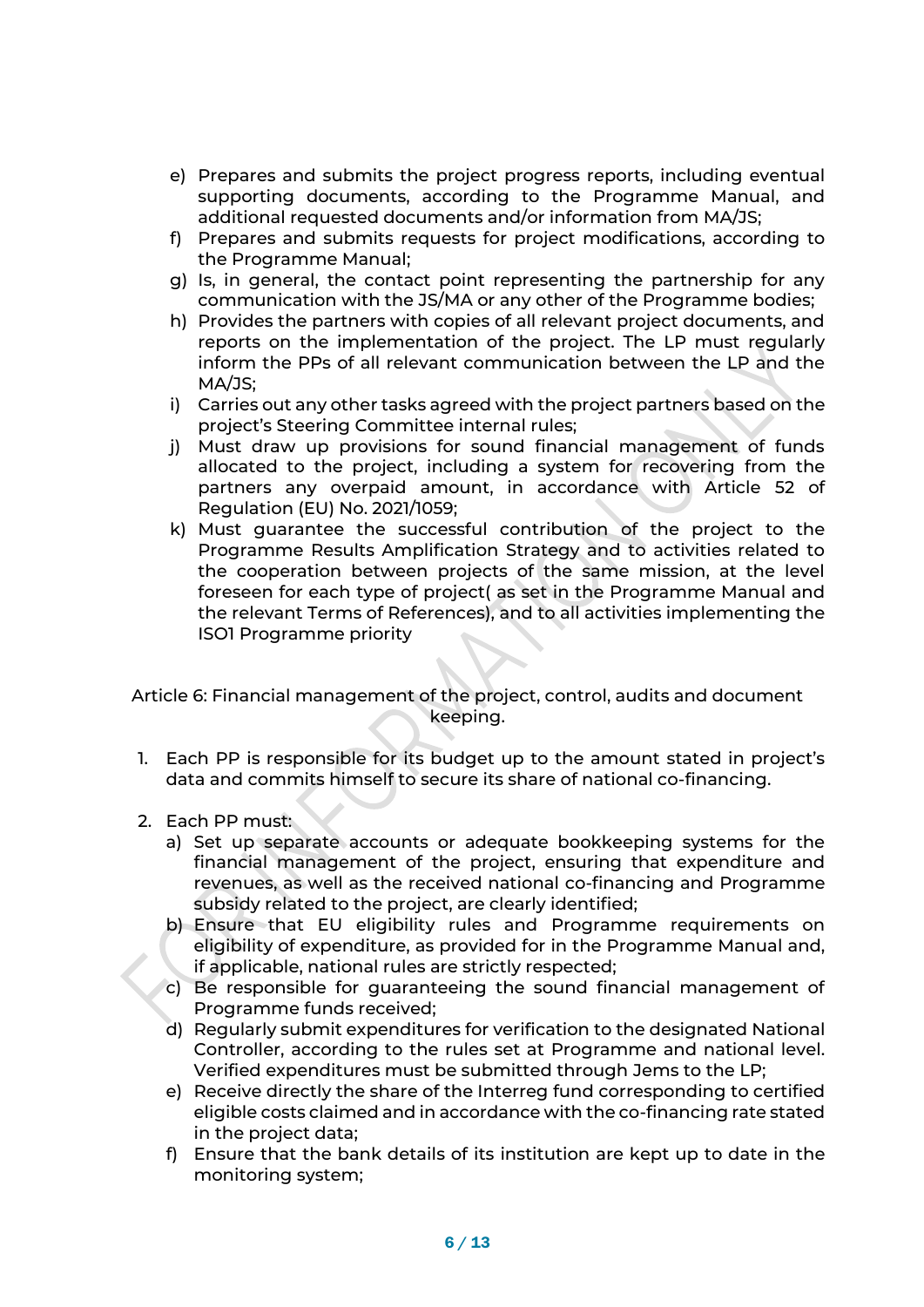e) Prepares and submits the project progress reports, including eventual supporting documents, according to the Programme Manual, and additional requested documents and/or information from MA/JS;
f) Prepares and submits requests for project modifications, according to the Programme Manual;
g) Is, in general, the contact point representing the partnership for any communication with the JS/MA or any other of the Programme bodies;
h) Provides the partners with copies of all relevant project documents, and reports on the implementation of the project. The LP must regularly inform the PPs of all relevant communication between the LP and the MA/JS;
i) Carries out any other tasks agreed with the project partners based on the project's Steering Committee internal rules;
j) Must draw up provisions for sound financial management of funds allocated to the project, including a system for recovering from the partners any overpaid amount, in accordance with Article 52 of Regulation (EU) No. 2021/1059;
k) Must guarantee the successful contribution of the project to the Programme Results Amplification Strategy and to activities related to the cooperation between projects of the same mission, at the level foreseen for each type of project( as set in the Programme Manual and the relevant Terms of References), and to all activities implementing the ISO1 Programme priority

## Article 6: Financial management of the project, control, audits and document keeping.

1. Each PP is responsible for its budget up to the amount stated in project's data and commits himself to secure its share of national co-financing.

2. Each PP must:
   a) Set up separate accounts or adequate bookkeeping systems for the financial management of the project, ensuring that expenditure and revenues, as well as the received national co-financing and Programme subsidy related to the project, are clearly identified;
   b) Ensure that EU eligibility rules and Programme requirements on eligibility of expenditure, as provided for in the Programme Manual and, if applicable, national rules are strictly respected;
   c) Be responsible for guaranteeing the sound financial management of Programme funds received;
   d) Regularly submit expenditures for verification to the designated National Controller, according to the rules set at Programme and national level. Verified expenditures must be submitted through Jems to the LP;
   e) Receive directly the share of the Interreg fund corresponding to certified eligible costs claimed and in accordance with the co-financing rate stated in the project data;
   f) Ensure that the bank details of its institution are kept up to date in the monitoring system;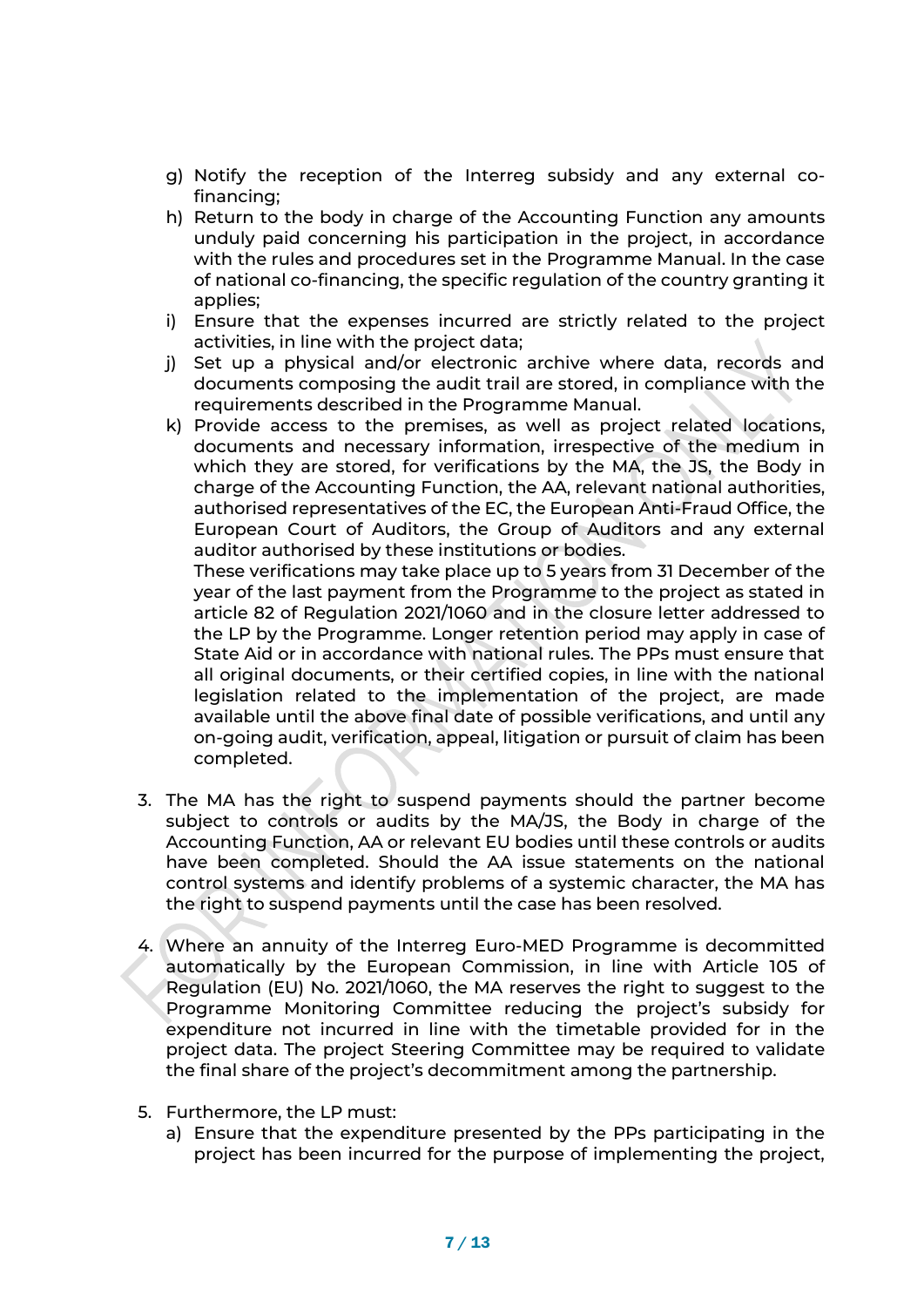g) Notify the reception of the Interreg subsidy and any external co-financing;
h) Return to the body in charge of the Accounting Function any amounts unduly paid concerning his participation in the project, in accordance with the rules and procedures set in the Programme Manual. In the case of national co-financing, the specific regulation of the country granting it applies;
i) Ensure that the expenses incurred are strictly related to the project activities, in line with the project data;
j) Set up a physical and/or electronic archive where data, records and documents composing the audit trail are stored, in compliance with the requirements described in the Programme Manual.
k) Provide access to the premises, as well as project related locations, documents and necessary information, irrespective of the medium in which they are stored, for verifications by the MA, the JS, the Body in charge of the Accounting Function, the AA, relevant national authorities, authorised representatives of the EC, the European Anti-Fraud Office, the European Court of Auditors, the Group of Auditors and any external auditor authorised by these institutions or bodies.
   These verifications may take place up to 5 years from 31 December of the year of the last payment from the Programme to the project as stated in article 82 of Regulation 2021/1060 and in the closure letter addressed to the LP by the Programme. Longer retention period may apply in case of State Aid or in accordance with national rules. The PPs must ensure that all original documents, or their certified copies, in line with the national legislation related to the implementation of the project, are made available until the above final date of possible verifications, and until any on-going audit, verification, appeal, litigation or pursuit of claim has been completed.

3. The MA has the right to suspend payments should the partner become subject to controls or audits by the MA/JS, the Body in charge of the Accounting Function, AA or relevant EU bodies until these controls or audits have been completed. Should the AA issue statements on the national control systems and identify problems of a systemic character, the MA has the right to suspend payments until the case has been resolved.

4. Where an annuity of the Interreg Euro-MED Programme is decommitted automatically by the European Commission, in line with Article 105 of Regulation (EU) No. 2021/1060, the MA reserves the right to suggest to the Programme Monitoring Committee reducing the project's subsidy for expenditure not incurred in line with the timetable provided for in the project data. The project Steering Committee may be required to validate the final share of the project's decommitment among the partnership.

5. Furthermore, the LP must:
   a) Ensure that the expenditure presented by the PPs participating in the project has been incurred for the purpose of implementing the project,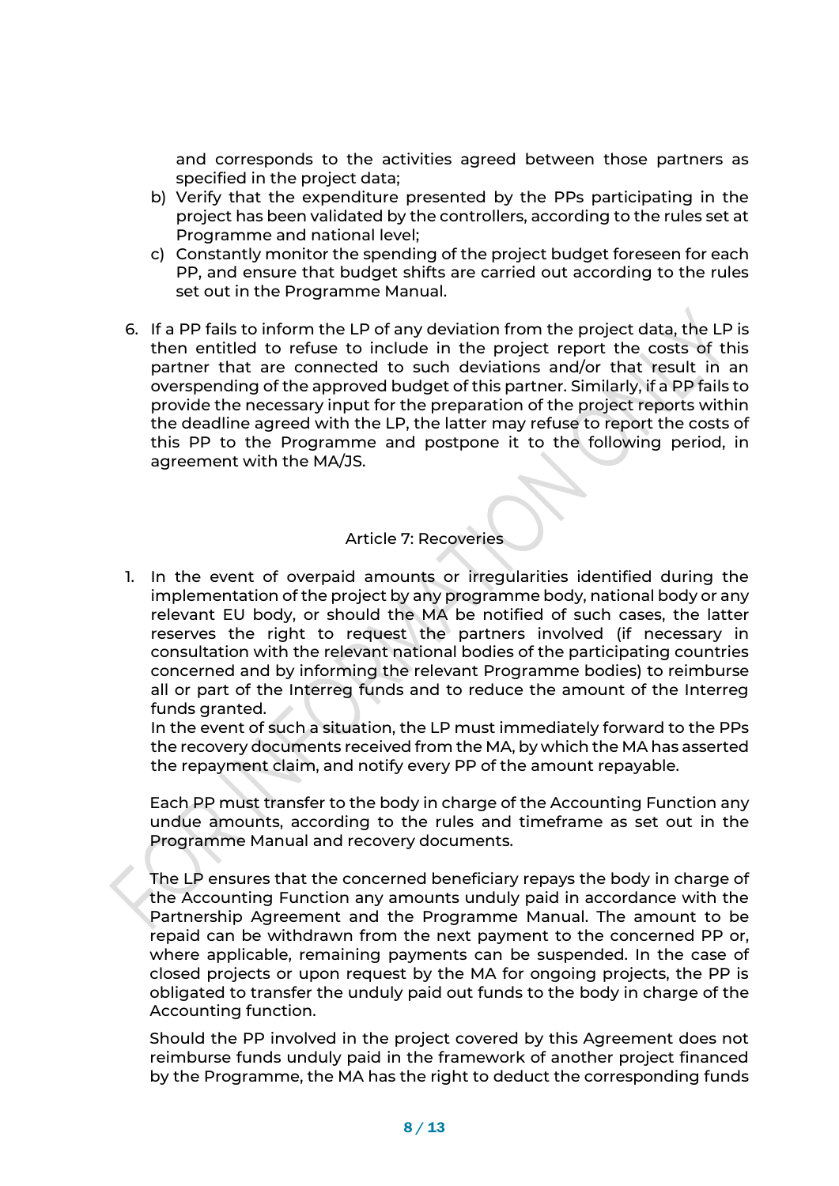and corresponds to the activities agreed between those partners as specified in the project data;

b) Verify that the expenditure presented by the PPs participating in the project has been validated by the controllers, according to the rules set at Programme and national level;
c) Constantly monitor the spending of the project budget foreseen for each PP, and ensure that budget shifts are carried out according to the rules set out in the Programme Manual.

6. If a PP fails to inform the LP of any deviation from the project data, the LP is then entitled to refuse to include in the project report the costs of this partner that are connected to such deviations and/or that result in an overspending of the approved budget of this partner. Similarly, if a PP fails to provide the necessary input for the preparation of the project reports within the deadline agreed with the LP, the latter may refuse to report the costs of this PP to the Programme and postpone it to the following period, in agreement with the MA/JS.

## Article 7: Recoveries

1. In the event of overpaid amounts or irregularities identified during the implementation of the project by any programme body, national body or any relevant EU body, or should the MA be notified of such cases, the latter reserves the right to request the partners involved (if necessary in consultation with the relevant national bodies of the participating countries concerned and by informing the relevant Programme bodies) to reimburse all or part of the Interreg funds and to reduce the amount of the Interreg funds granted.
   In the event of such a situation, the LP must immediately forward to the PPs the recovery documents received from the MA, by which the MA has asserted the repayment claim, and notify every PP of the amount repayable.

   Each PP must transfer to the body in charge of the Accounting Function any undue amounts, according to the rules and timeframe as set out in the Programme Manual and recovery documents.

   The LP ensures that the concerned beneficiary repays the body in charge of the Accounting Function any amounts unduly paid in accordance with the Partnership Agreement and the Programme Manual. The amount to be repaid can be withdrawn from the next payment to the concerned PP or, where applicable, remaining payments can be suspended. In the case of closed projects or upon request by the MA for ongoing projects, the PP is obligated to transfer the unduly paid out funds to the body in charge of the Accounting function.

   Should the PP involved in the project covered by this Agreement does not reimburse funds unduly paid in the framework of another project financed by the Programme, the MA has the right to deduct the corresponding funds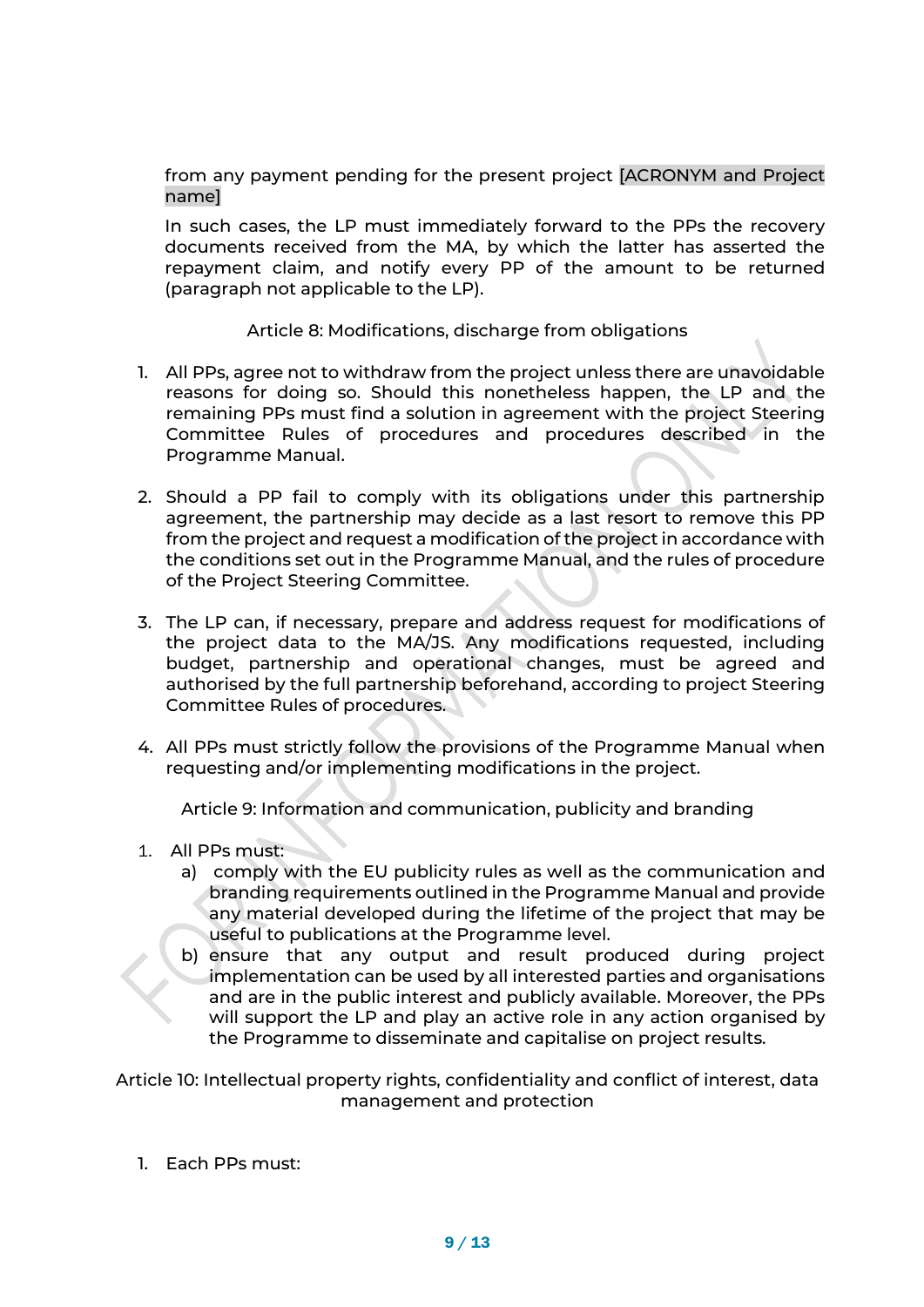from any payment pending for the present project [ACRONYM and Project name]

In such cases, the LP must immediately forward to the PPs the recovery documents received from the MA, by which the latter has asserted the repayment claim, and notify every PP of the amount to be returned (paragraph not applicable to the LP).

## Article 8: Modifications, discharge from obligations

1. All PPs, agree not to withdraw from the project unless there are unavoidable reasons for doing so. Should this nonetheless happen, the LP and the remaining PPs must find a solution in agreement with the project Steering Committee Rules of procedures and procedures described in the Programme Manual.

2. Should a PP fail to comply with its obligations under this partnership agreement, the partnership may decide as a last resort to remove this PP from the project and request a modification of the project in accordance with the conditions set out in the Programme Manual, and the rules of procedure of the Project Steering Committee.

3. The LP can, if necessary, prepare and address request for modifications of the project data to the MA/JS. Any modifications requested, including budget, partnership and operational changes, must be agreed and authorised by the full partnership beforehand, according to project Steering Committee Rules of procedures.

4. All PPs must strictly follow the provisions of the Programme Manual when requesting and/or implementing modifications in the project.

## Article 9: Information and communication, publicity and branding

1. All PPs must:
   a) comply with the EU publicity rules as well as the communication and branding requirements outlined in the Programme Manual and provide any material developed during the lifetime of the project that may be useful to publications at the Programme level.
   b) ensure that any output and result produced during project implementation can be used by all interested parties and organisations and are in the public interest and publicly available. Moreover, the PPs will support the LP and play an active role in any action organised by the Programme to disseminate and capitalise on project results.

## Article 10: Intellectual property rights, confidentiality and conflict of interest, data management and protection

1. Each PPs must: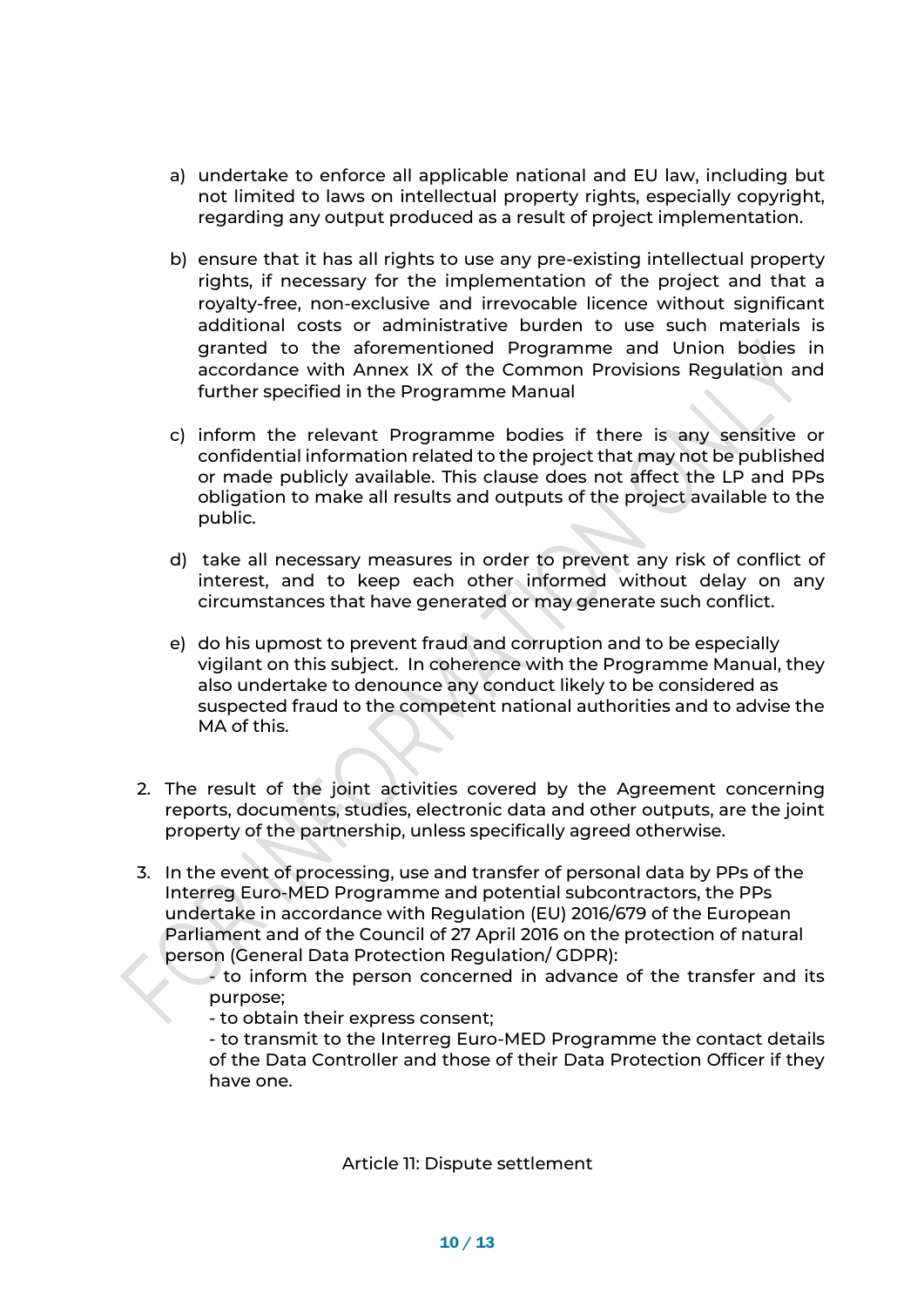a) undertake to enforce all applicable national and EU law, including but not limited to laws on intellectual property rights, especially copyright, regarding any output produced as a result of project implementation.

b) ensure that it has all rights to use any pre-existing intellectual property rights, if necessary for the implementation of the project and that a royalty-free, non-exclusive and irrevocable licence without significant additional costs or administrative burden to use such materials is granted to the aforementioned Programme and Union bodies in accordance with Annex IX of the Common Provisions Regulation and further specified in the Programme Manual

c) inform the relevant Programme bodies if there is any sensitive or confidential information related to the project that may not be published or made publicly available. This clause does not affect the LP and PPs obligation to make all results and outputs of the project available to the public.

d) take all necessary measures in order to prevent any risk of conflict of interest, and to keep each other informed without delay on any circumstances that have generated or may generate such conflict.

e) do his upmost to prevent fraud and corruption and to be especially vigilant on this subject. In coherence with the Programme Manual, they also undertake to denounce any conduct likely to be considered as suspected fraud to the competent national authorities and to advise the MA of this.

2. The result of the joint activities covered by the Agreement concerning reports, documents, studies, electronic data and other outputs, are the joint property of the partnership, unless specifically agreed otherwise.

3. In the event of processing, use and transfer of personal data by PPs of the Interreg Euro-MED Programme and potential subcontractors, the PPs undertake in accordance with Regulation (EU) 2016/679 of the European Parliament and of the Council of 27 April 2016 on the protection of natural person (General Data Protection Regulation/ GDPR):
   - to inform the person concerned in advance of the transfer and its purpose;
   - to obtain their express consent;
   - to transmit to the Interreg Euro-MED Programme the contact details of the Data Controller and those of their Data Protection Officer if they have one.

## Article 11: Dispute settlement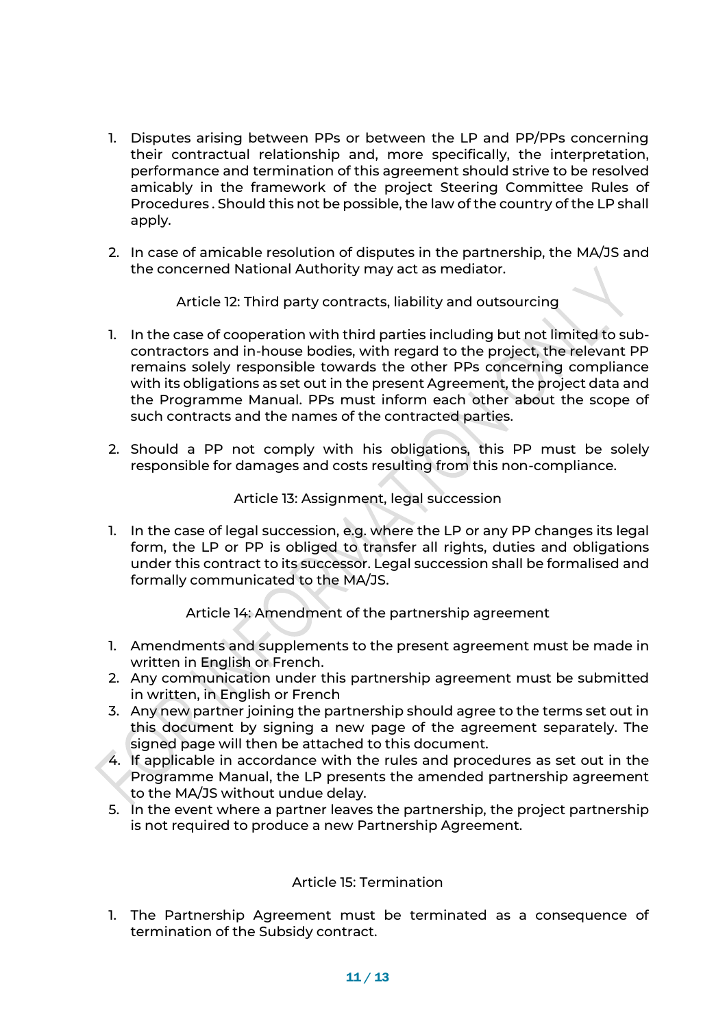1. Disputes arising between PPs or between the LP and PP/PPs concerning their contractual relationship and, more specifically, the interpretation, performance and termination of this agreement should strive to be resolved amicably in the framework of the project Steering Committee Rules of Procedures . Should this not be possible, the law of the country of the LP shall apply.

2. In case of amicable resolution of disputes in the partnership, the MA/JS and the concerned National Authority may act as mediator.

## Article 12: Third party contracts, liability and outsourcing

1. In the case of cooperation with third parties including but not limited to sub-contractors and in-house bodies, with regard to the project, the relevant PP remains solely responsible towards the other PPs concerning compliance with its obligations as set out in the present Agreement, the project data and the Programme Manual. PPs must inform each other about the scope of such contracts and the names of the contracted parties.

2. Should a PP not comply with his obligations, this PP must be solely responsible for damages and costs resulting from this non-compliance.

## Article 13: Assignment, legal succession

1. In the case of legal succession, e.g. where the LP or any PP changes its legal form, the LP or PP is obliged to transfer all rights, duties and obligations under this contract to its successor. Legal succession shall be formalised and formally communicated to the MA/JS.

## Article 14: Amendment of the partnership agreement

1. Amendments and supplements to the present agreement must be made in written in English or French.
2. Any communication under this partnership agreement must be submitted in written, in English or French
3. Any new partner joining the partnership should agree to the terms set out in this document by signing a new page of the agreement separately. The signed page will then be attached to this document.
4. If applicable in accordance with the rules and procedures as set out in the Programme Manual, the LP presents the amended partnership agreement to the MA/JS without undue delay.
5. In the event where a partner leaves the partnership, the project partnership is not required to produce a new Partnership Agreement.

## Article 15: Termination

1. The Partnership Agreement must be terminated as a consequence of termination of the Subsidy contract.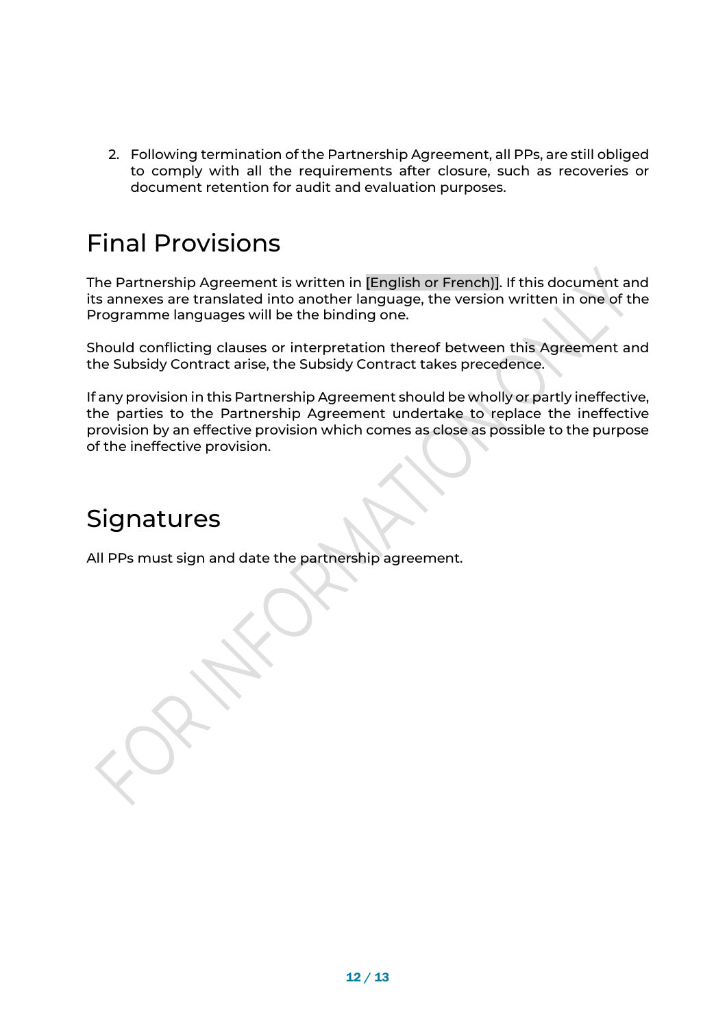2. Following termination of the Partnership Agreement, all PPs, are still obliged to comply with all the requirements after closure, such as recoveries or document retention for audit and evaluation purposes.

# Final Provisions

The Partnership Agreement is written in [English or French)]. If this document and its annexes are translated into another language, the version written in one of the Programme languages will be the binding one.

Should conflicting clauses or interpretation thereof between this Agreement and the Subsidy Contract arise, the Subsidy Contract takes precedence.

If any provision in this Partnership Agreement should be wholly or partly ineffective, the parties to the Partnership Agreement undertake to replace the ineffective provision by an effective provision which comes as close as possible to the purpose of the ineffective provision.

# Signatures

All PPs must sign and date the partnership agreement.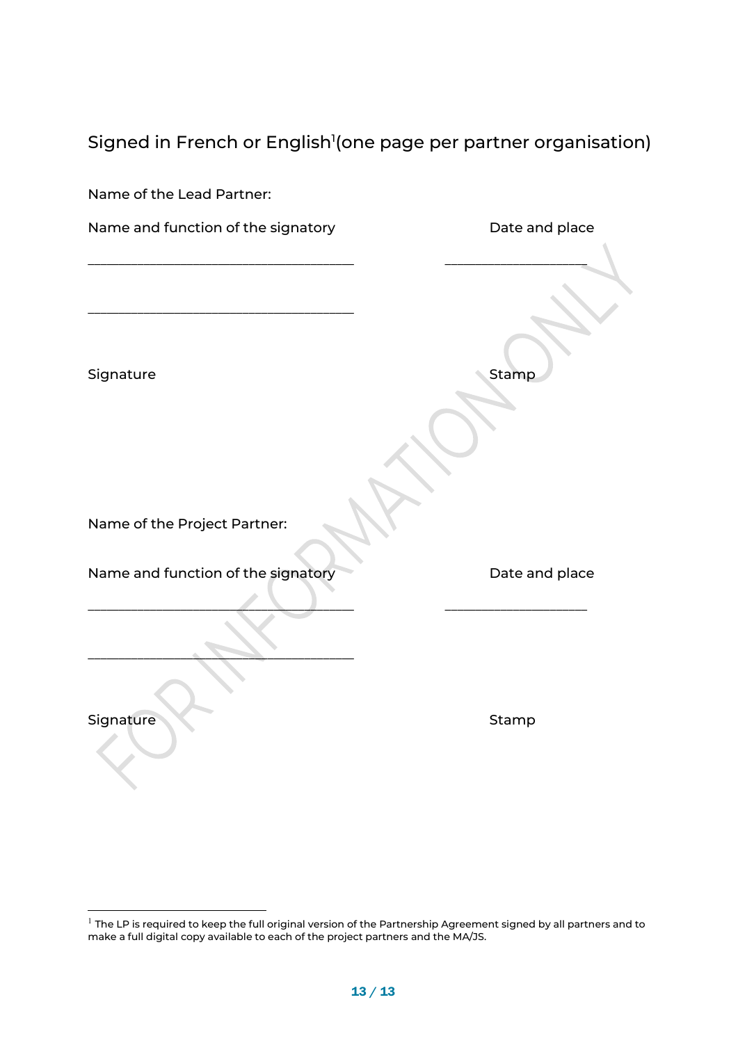Signed in French or English[1] (one page per partner organisation)

Name of the Lead Partner:

Name and function of the signatory

Date and place

_______________________________________

_____________________

_______________________________________

Signature

Stamp

Name of the Project Partner:

Name and function of the signatory

Date and place

_______________________________________

_____________________

_______________________________________

Signature

Stamp

FOR INFORMATION ONLY

[1] The LP is required to keep the full original version of the Partnership Agreement signed by all partners and to make a full digital copy available to each of the project partners and the MA/JS.